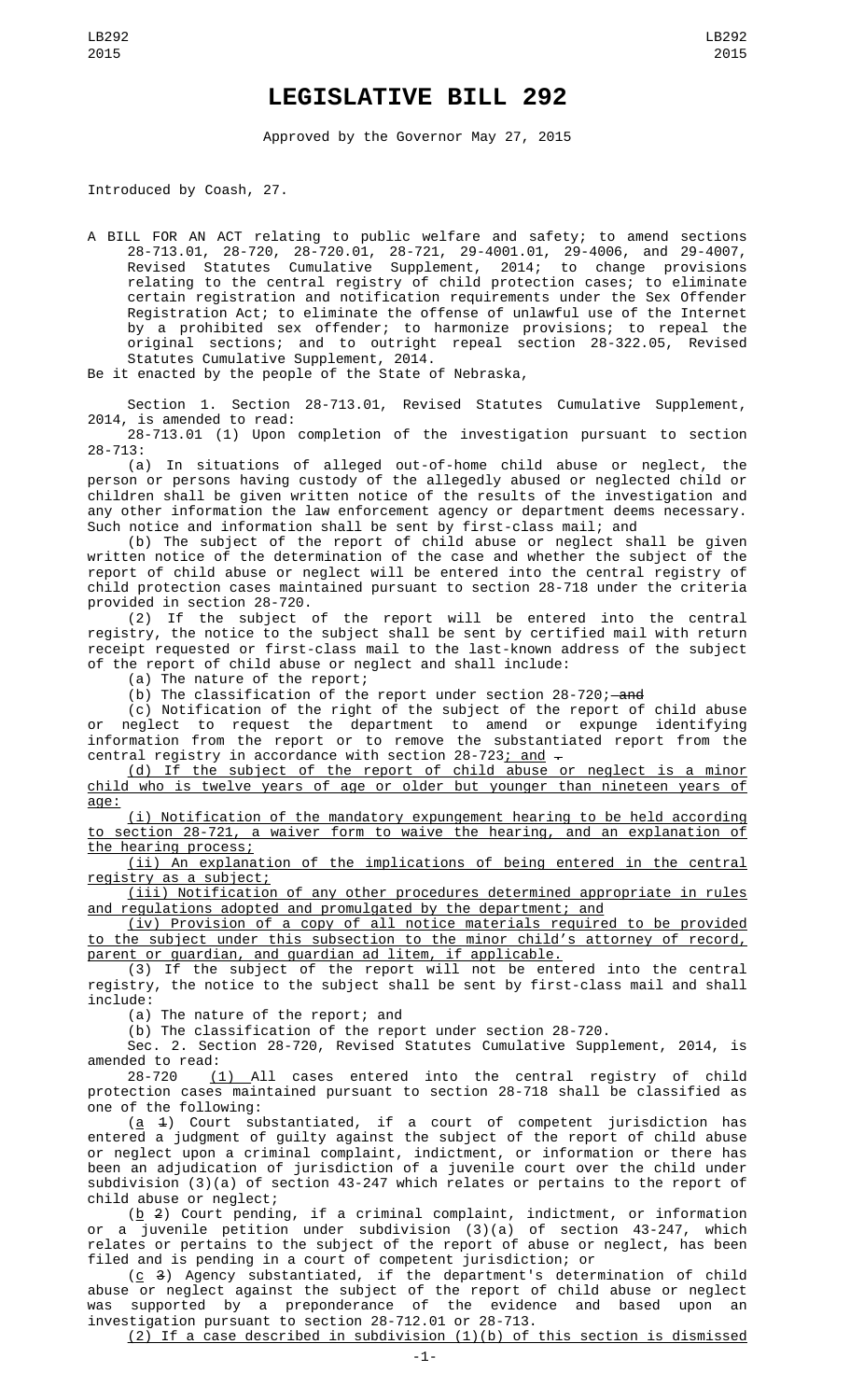# LEGISLATIVE BILL 292

Approved by the Governor May 27, 2015

Introduced by Coash, 27.

A BILL FOR AN ACT relating to public welfare and safety; to amend sections 28-713.01, 28-720, 28-720.01, 28-721, 29-4001.01, 29-4006, and 29-4007, Revised Statutes Cumulative Supplement, 2014; to change provisions relating to the central registry of child protection cases; to eliminate certain registration and notification requirements under the Sex Offender Registration Act; to eliminate the offense of unlawful use of the Internet by a prohibited sex offender; to harmonize provisions; to repeal the original sections; and to outright repeal section 28-322.05, Revised Statutes Cumulative Supplement, 2014.

Be it enacted by the people of the State of Nebraska,

Section 1. Section 28-713.01, Revised Statutes Cumulative Supplement, 2014, is amended to read:

28-713.01 (1) Upon completion of the investigation pursuant to section 28-713:

(a) In situations of alleged out-of-home child abuse or neglect, the person or persons having custody of the allegedly abused or neglected child or children shall be given written notice of the results of the investigation and any other information the law enforcement agency or department deems necessary. Such notice and information shall be sent by first-class mail; and

(b) The subject of the report of child abuse or neglect shall be given written notice of the determination of the case and whether the subject of the report of child abuse or neglect will be entered into the central registry of child protection cases maintained pursuant to section 28-718 under the criteria provided in section 28-720.

(2) If the subject of the report will be entered into the central registry, the notice to the subject shall be sent by certified mail with return receipt requested or first-class mail to the last-known address of the subject of the report of child abuse or neglect and shall include:

(a) The nature of the report;

(b) The classification of the report under section 28-720; ~~and~~

(c) Notification of the right of the subject of the report of child abuse or neglect to request the department to amend or expunge identifying information from the report or to remove the substantiated report from the central registry in accordance with section 28-723; and ~~.~~

(d) If the subject of the report of child abuse or neglect is a minor child who is twelve years of age or older but younger than nineteen years of age:

(i) Notification of the mandatory expungement hearing to be held according to section 28-721, a waiver form to waive the hearing, and an explanation of the hearing process;

(ii) An explanation of the implications of being entered in the central registry as a subject;

(iii) Notification of any other procedures determined appropriate in rules and regulations adopted and promulgated by the department; and

(iv) Provision of a copy of all notice materials required to be provided to the subject under this subsection to the minor child's attorney of record, parent or guardian, and guardian ad litem, if applicable.

(3) If the subject of the report will not be entered into the central registry, the notice to the subject shall be sent by first-class mail and shall include:

(a) The nature of the report; and

(b) The classification of the report under section 28-720.

Sec. 2. Section 28-720, Revised Statutes Cumulative Supplement, 2014, is amended to read:

28-720 (1) All cases entered into the central registry of child protection cases maintained pursuant to section 28-718 shall be classified as one of the following:

(a ~~1~~) Court substantiated, if a court of competent jurisdiction has entered a judgment of guilty against the subject of the report of child abuse or neglect upon a criminal complaint, indictment, or information or there has been an adjudication of jurisdiction of a juvenile court over the child under subdivision (3)(a) of section 43-247 which relates or pertains to the report of child abuse or neglect;

(b ~~2~~) Court pending, if a criminal complaint, indictment, or information or a juvenile petition under subdivision (3)(a) of section 43-247, which relates or pertains to the subject of the report of abuse or neglect, has been filed and is pending in a court of competent jurisdiction; or

(c ~~3~~) Agency substantiated, if the department's determination of child abuse or neglect against the subject of the report of child abuse or neglect was supported by a preponderance of the evidence and based upon an investigation pursuant to section 28-712.01 or 28-713.

(2) If a case described in subdivision (1)(b) of this section is dismissed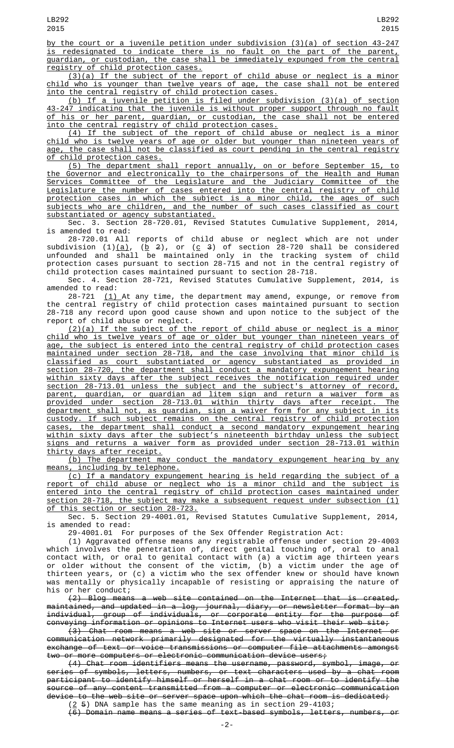by the court or a juvenile petition under subdivision (3)(a) of section 43-247 is redesignated to indicate there is no fault on the part of the parent, guardian, or custodian, the case shall be immediately expunged from the central registry of child protection cases.

(3)(a) If the subject of the report of child abuse or neglect is a minor child who is younger than twelve years of age, the case shall not be entered into the central registry of child protection cases.

(b) If a juvenile petition is filed under subdivision (3)(a) of section 43-247 indicating that the juvenile is without proper support through no fault of his or her parent, guardian, or custodian, the case shall not be entered into the central registry of child protection cases.

(4) If the subject of the report of child abuse or neglect is a minor child who is twelve years of age or older but younger than nineteen years of age, the case shall not be classified as court pending in the central registry of child protection cases.

(5) The department shall report annually, on or before September 15, to the Governor and electronically to the chairpersons of the Health and Human Services Committee of the Legislature and the Judiciary Committee of the Legislature the number of cases entered into the central registry of child protection cases in which the subject is a minor child, the ages of such subjects who are children, and the number of such cases classified as court substantiated or agency substantiated.

Sec. 3. Section 28-720.01, Revised Statutes Cumulative Supplement, 2014, is amended to read:

28-720.01 All reports of child abuse or neglect which are not under subdivision (1)(a), (b ~~2~~), or (c ~~3~~) of section 28-720 shall be considered unfounded and shall be maintained only in the tracking system of child protection cases pursuant to section 28-715 and not in the central registry of child protection cases maintained pursuant to section 28-718.

Sec. 4. Section 28-721, Revised Statutes Cumulative Supplement, 2014, is amended to read:

28-721 (1) At any time, the department may amend, expunge, or remove from the central registry of child protection cases maintained pursuant to section 28-718 any record upon good cause shown and upon notice to the subject of the report of child abuse or neglect.

(2)(a) If the subject of the report of child abuse or neglect is a minor child who is twelve years of age or older but younger than nineteen years of age, the subject is entered into the central registry of child protection cases maintained under section 28-718, and the case involving that minor child is classified as court substantiated or agency substantiated as provided in section 28-720, the department shall conduct a mandatory expungement hearing within sixty days after the subject receives the notification required under section 28-713.01 unless the subject and the subject's attorney of record, parent, guardian, or guardian ad litem sign and return a waiver form as provided under section 28-713.01 within thirty days after receipt. The department shall not, as guardian, sign a waiver form for any subject in its custody. If such subject remains on the central registry of child protection cases, the department shall conduct a second mandatory expungement hearing within sixty days after the subject's nineteenth birthday unless the subject signs and returns a waiver form as provided under section 28-713.01 within thirty days after receipt.

(b) The department may conduct the mandatory expungement hearing by any means, including by telephone.

(c) If a mandatory expungement hearing is held regarding the subject of a report of child abuse or neglect who is a minor child and the subject is entered into the central registry of child protection cases maintained under section 28-718, the subject may make a subsequent request under subsection (1) of this section or section 28-723.

Sec. 5. Section 29-4001.01, Revised Statutes Cumulative Supplement, 2014, is amended to read:

29-4001.01 For purposes of the Sex Offender Registration Act:

(1) Aggravated offense means any registrable offense under section 29-4003 which involves the penetration of, direct genital touching of, oral to anal contact with, or oral to genital contact with (a) a victim age thirteen years or older without the consent of the victim, (b) a victim under the age of thirteen years, or (c) a victim who the sex offender knew or should have known was mentally or physically incapable of resisting or appraising the nature of his or her conduct;

~~(2) Blog means a web site contained on the Internet that is created, maintained, and updated in a log, journal, diary, or newsletter format by an individual, group of individuals, or corporate entity for the purpose of conveying information or opinions to Internet users who visit their web site;~~

~~(3) Chat room means a web site or server space on the Internet or communication network primarily designated for the virtually instantaneous exchange of text or voice transmissions or computer file attachments amongst two or more computers or electronic communication device users;~~

~~(4) Chat room identifiers means the username, password, symbol, image, or series of symbols, letters, numbers, or text characters used by a chat room participant to identify himself or herself in a chat room or to identify the source of any content transmitted from a computer or electronic communication device to the web site or server space upon which the chat room is dedicated;~~

(2 ~~5~~) DNA sample has the same meaning as in section 29-4103;

~~(6) Domain name means a series of text-based symbols, letters, numbers, or~~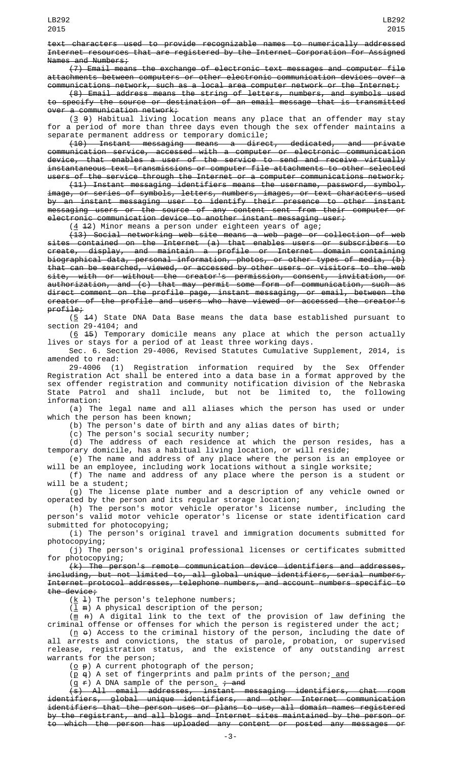~~text characters used to provide recognizable names to numerically addressed Internet resources that are registered by the Internet Corporation for Assigned Names and Numbers;~~

~~(7) Email means the exchange of electronic text messages and computer file attachments between computers or other electronic communication devices over a communications network, such as a local area computer network or the Internet;~~

~~(8) Email address means the string of letters, numbers, and symbols used to specify the source or destination of an email message that is transmitted over a communication network;~~

(3 ~~9~~) Habitual living location means any place that an offender may stay for a period of more than three days even though the sex offender maintains a separate permanent address or temporary domicile;

~~(10) Instant messaging means a direct, dedicated, and private communication service, accessed with a computer or electronic communication device, that enables a user of the service to send and receive virtually instantaneous text transmissions or computer file attachments to other selected users of the service through the Internet or a computer communications network;~~

~~(11) Instant messaging identifiers means the username, password, symbol, image, or series of symbols, letters, numbers, images, or text characters used by an instant messaging user to identify their presence to other instant messaging users or the source of any content sent from their computer or electronic communication device to another instant messaging user;~~

(4 ~~12~~) Minor means a person under eighteen years of age;

~~(13) Social networking web site means a web page or collection of web sites contained on the Internet (a) that enables users or subscribers to create, display, and maintain a profile or Internet domain containing biographical data, personal information, photos, or other types of media, (b) that can be searched, viewed, or accessed by other users or visitors to the web site, with or without the creator's permission, consent, invitation, or authorization, and (c) that may permit some form of communication, such as direct comment on the profile page, instant messaging, or email, between the creator of the profile and users who have viewed or accessed the creator's profile;~~

(5 ~~14~~) State DNA Data Base means the data base established pursuant to section 29-4104; and

(6 ~~15~~) Temporary domicile means any place at which the person actually lives or stays for a period of at least three working days.

Sec. 6. Section 29-4006, Revised Statutes Cumulative Supplement, 2014, is amended to read:

29-4006 (1) Registration information required by the Sex Offender Registration Act shall be entered into a data base in a format approved by the sex offender registration and community notification division of the Nebraska State Patrol and shall include, but not be limited to, the following information:

(a) The legal name and all aliases which the person has used or under which the person has been known;

(b) The person's date of birth and any alias dates of birth;

(c) The person's social security number;

(d) The address of each residence at which the person resides, has a temporary domicile, has a habitual living location, or will reside;

(e) The name and address of any place where the person is an employee or will be an employee, including work locations without a single worksite;

(f) The name and address of any place where the person is a student or will be a student;

(g) The license plate number and a description of any vehicle owned or operated by the person and its regular storage location;

(h) The person's motor vehicle operator's license number, including the person's valid motor vehicle operator's license or state identification card submitted for photocopying;

(i) The person's original travel and immigration documents submitted for photocopying;

(j) The person's original professional licenses or certificates submitted for photocopying;

~~(k) The person's remote communication device identifiers and addresses, including, but not limited to, all global unique identifiers, serial numbers, Internet protocol addresses, telephone numbers, and account numbers specific to the device;~~

(k ~~l~~) The person's telephone numbers;

(l ~~m~~) A physical description of the person;

(m ~~n~~) A digital link to the text of the provision of law defining the criminal offense or offenses for which the person is registered under the act;

(n ~~o~~) Access to the criminal history of the person, including the date of all arrests and convictions, the status of parole, probation, or supervised release, registration status, and the existence of any outstanding arrest warrants for the person;

(o ~~p~~) A current photograph of the person;

(p ~~q~~) A set of fingerprints and palm prints of the person; and

(q ~~r~~) A DNA sample of the person. ~~; and~~

~~(s) All email addresses, instant messaging identifiers, chat room identifiers, global unique identifiers, and other Internet communication identifiers that the person uses or plans to use, all domain names registered by the registrant, and all blogs and Internet sites maintained by the person or to which the person has uploaded any content or posted any messages or~~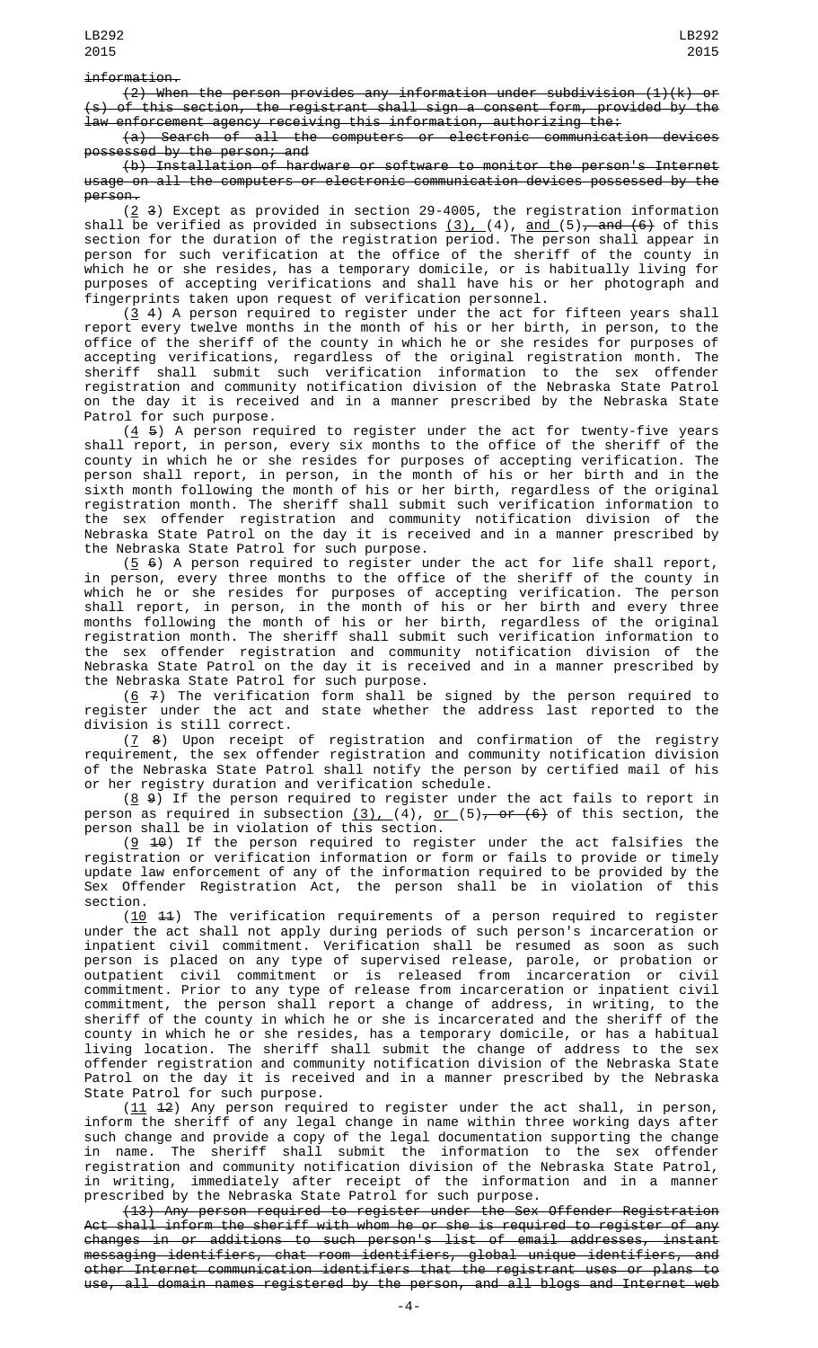~~information.~~

~~(2) When the person provides any information under subdivision (1)(k) or (s) of this section, the registrant shall sign a consent form, provided by the law enforcement agency receiving this information, authorizing the:~~

~~(a) Search of all the computers or electronic communication devices possessed by the person; and~~

~~(b) Installation of hardware or software to monitor the person's Internet usage on all the computers or electronic communication devices possessed by the person.~~

(<u>2</u> ~~3~~) Except as provided in section 29-4005, the registration information shall be verified as provided in subsections <u>(3),</u> (4), <u>and</u> (5)~~, and (6)~~ of this section for the duration of the registration period. The person shall appear in person for such verification at the office of the sheriff of the county in which he or she resides, has a temporary domicile, or is habitually living for purposes of accepting verifications and shall have his or her photograph and fingerprints taken upon request of verification personnel.

(<u>3</u> ~~4~~) A person required to register under the act for fifteen years shall report every twelve months in the month of his or her birth, in person, to the office of the sheriff of the county in which he or she resides for purposes of accepting verifications, regardless of the original registration month. The sheriff shall submit such verification information to the sex offender registration and community notification division of the Nebraska State Patrol on the day it is received and in a manner prescribed by the Nebraska State Patrol for such purpose.

(<u>4</u> ~~5~~) A person required to register under the act for twenty-five years shall report, in person, every six months to the office of the sheriff of the county in which he or she resides for purposes of accepting verification. The person shall report, in person, in the month of his or her birth and in the sixth month following the month of his or her birth, regardless of the original registration month. The sheriff shall submit such verification information to the sex offender registration and community notification division of the Nebraska State Patrol on the day it is received and in a manner prescribed by the Nebraska State Patrol for such purpose.

(<u>5</u> ~~6~~) A person required to register under the act for life shall report, in person, every three months to the office of the sheriff of the county in which he or she resides for purposes of accepting verification. The person shall report, in person, in the month of his or her birth and every three months following the month of his or her birth, regardless of the original registration month. The sheriff shall submit such verification information to the sex offender registration and community notification division of the Nebraska State Patrol on the day it is received and in a manner prescribed by the Nebraska State Patrol for such purpose.

(<u>6</u> ~~7~~) The verification form shall be signed by the person required to register under the act and state whether the address last reported to the division is still correct.

(<u>7</u> ~~8~~) Upon receipt of registration and confirmation of the registry requirement, the sex offender registration and community notification division of the Nebraska State Patrol shall notify the person by certified mail of his or her registry duration and verification schedule.

(<u>8</u> ~~9~~) If the person required to register under the act fails to report in person as required in subsection <u>(3),</u> (4), <u>or</u> (5)~~, or (6)~~ of this section, the person shall be in violation of this section.

(<u>9</u> ~~10~~) If the person required to register under the act falsifies the registration or verification information or form or fails to provide or timely update law enforcement of any of the information required to be provided by the Sex Offender Registration Act, the person shall be in violation of this section.

(<u>10</u> ~~11~~) The verification requirements of a person required to register under the act shall not apply during periods of such person's incarceration or inpatient civil commitment. Verification shall be resumed as soon as such person is placed on any type of supervised release, parole, or probation or outpatient civil commitment or is released from incarceration or civil commitment. Prior to any type of release from incarceration or inpatient civil commitment, the person shall report a change of address, in writing, to the sheriff of the county in which he or she is incarcerated and the sheriff of the county in which he or she resides, has a temporary domicile, or has a habitual living location. The sheriff shall submit the change of address to the sex offender registration and community notification division of the Nebraska State Patrol on the day it is received and in a manner prescribed by the Nebraska State Patrol for such purpose.

(<u>11</u> ~~12~~) Any person required to register under the act shall, in person, inform the sheriff of any legal change in name within three working days after such change and provide a copy of the legal documentation supporting the change in name. The sheriff shall submit the information to the sex offender registration and community notification division of the Nebraska State Patrol, in writing, immediately after receipt of the information and in a manner prescribed by the Nebraska State Patrol for such purpose.

~~(13) Any person required to register under the Sex Offender Registration Act shall inform the sheriff with whom he or she is required to register of any changes in or additions to such person's list of email addresses, instant messaging identifiers, chat room identifiers, global unique identifiers, and other Internet communication identifiers that the registrant uses or plans to use, all domain names registered by the person, and all blogs and Internet web~~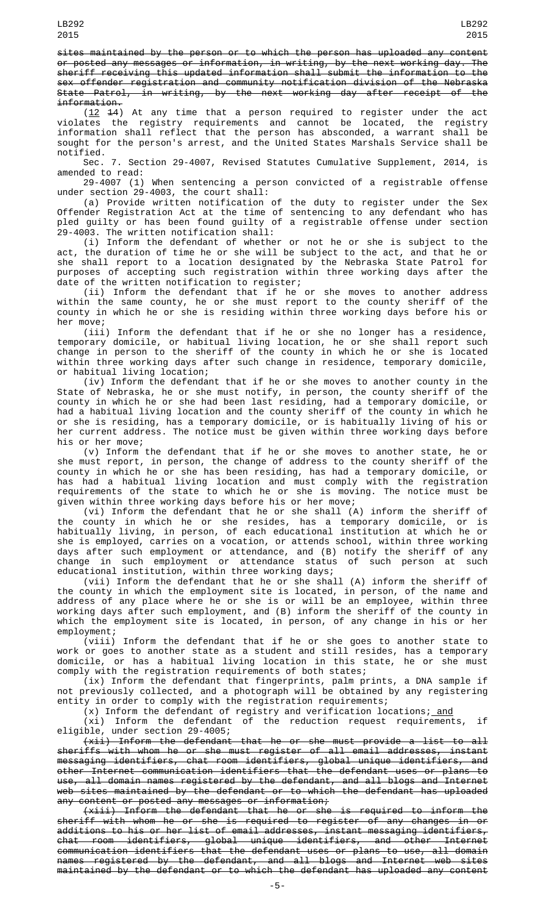~~sites maintained by the person or to which the person has uploaded any content or posted any messages or information, in writing, by the next working day. The sheriff receiving this updated information shall submit the information to the sex offender registration and community notification division of the Nebraska State Patrol, in writing, by the next working day after receipt of the information.~~

(<u>12</u> ~~14~~) At any time that a person required to register under the act violates the registry requirements and cannot be located, the registry information shall reflect that the person has absconded, a warrant shall be sought for the person's arrest, and the United States Marshals Service shall be notified.

Sec. 7. Section 29-4007, Revised Statutes Cumulative Supplement, 2014, is amended to read:

29-4007 (1) When sentencing a person convicted of a registrable offense under section 29-4003, the court shall:

(a) Provide written notification of the duty to register under the Sex Offender Registration Act at the time of sentencing to any defendant who has pled guilty or has been found guilty of a registrable offense under section 29-4003. The written notification shall:

(i) Inform the defendant of whether or not he or she is subject to the act, the duration of time he or she will be subject to the act, and that he or she shall report to a location designated by the Nebraska State Patrol for purposes of accepting such registration within three working days after the date of the written notification to register;

(ii) Inform the defendant that if he or she moves to another address within the same county, he or she must report to the county sheriff of the county in which he or she is residing within three working days before his or her move;

(iii) Inform the defendant that if he or she no longer has a residence, temporary domicile, or habitual living location, he or she shall report such change in person to the sheriff of the county in which he or she is located within three working days after such change in residence, temporary domicile, or habitual living location;

(iv) Inform the defendant that if he or she moves to another county in the State of Nebraska, he or she must notify, in person, the county sheriff of the county in which he or she had been last residing, had a temporary domicile, or had a habitual living location and the county sheriff of the county in which he or she is residing, has a temporary domicile, or is habitually living of his or her current address. The notice must be given within three working days before his or her move;

(v) Inform the defendant that if he or she moves to another state, he or she must report, in person, the change of address to the county sheriff of the county in which he or she has been residing, has had a temporary domicile, or has had a habitual living location and must comply with the registration requirements of the state to which he or she is moving. The notice must be given within three working days before his or her move;

(vi) Inform the defendant that he or she shall (A) inform the sheriff of the county in which he or she resides, has a temporary domicile, or is habitually living, in person, of each educational institution at which he or she is employed, carries on a vocation, or attends school, within three working days after such employment or attendance, and (B) notify the sheriff of any change in such employment or attendance status of such person at such educational institution, within three working days;

(vii) Inform the defendant that he or she shall (A) inform the sheriff of the county in which the employment site is located, in person, of the name and address of any place where he or she is or will be an employee, within three working days after such employment, and (B) inform the sheriff of the county in which the employment site is located, in person, of any change in his or her employment;

(viii) Inform the defendant that if he or she goes to another state to work or goes to another state as a student and still resides, has a temporary domicile, or has a habitual living location in this state, he or she must comply with the registration requirements of both states;

(ix) Inform the defendant that fingerprints, palm prints, a DNA sample if not previously collected, and a photograph will be obtained by any registering entity in order to comply with the registration requirements;

(x) Inform the defendant of registry and verification locations;<u> and</u>

(xi) Inform the defendant of the reduction request requirements, if eligible, under section 29-4005;

~~(xii) Inform the defendant that he or she must provide a list to all sheriffs with whom he or she must register of all email addresses, instant messaging identifiers, chat room identifiers, global unique identifiers, and other Internet communication identifiers that the defendant uses or plans to use, all domain names registered by the defendant, and all blogs and Internet web sites maintained by the defendant or to which the defendant has uploaded any content or posted any messages or information;~~

~~(xiii) Inform the defendant that he or she is required to inform the sheriff with whom he or she is required to register of any changes in or additions to his or her list of email addresses, instant messaging identifiers, chat room identifiers, global unique identifiers, and other Internet communication identifiers that the defendant uses or plans to use, all domain names registered by the defendant, and all blogs and Internet web sites maintained by the defendant or to which the defendant has uploaded any content~~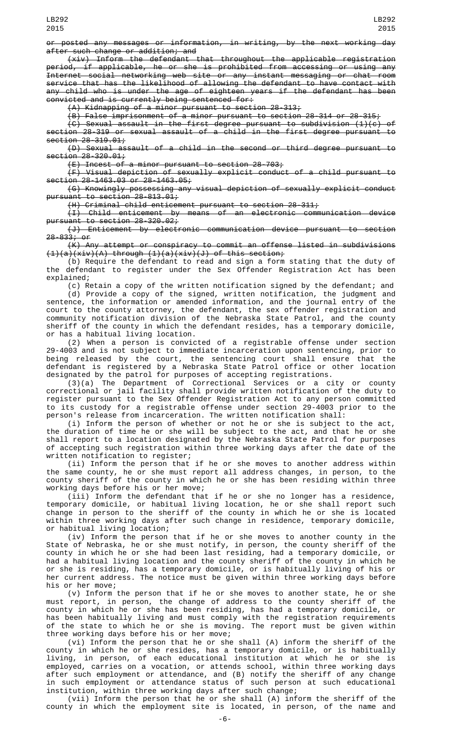~~or posted any messages or information, in writing, by the next working day after such change or addition; and~~

~~(xiv) Inform the defendant that throughout the applicable registration period, if applicable, he or she is prohibited from accessing or using any Internet social networking web site or any instant messaging or chat room service that has the likelihood of allowing the defendant to have contact with any child who is under the age of eighteen years if the defendant has been convicted and is currently being sentenced for:~~

~~(A) Kidnapping of a minor pursuant to section 28-313;~~

~~(B) False imprisonment of a minor pursuant to section 28-314 or 28-315;~~

~~(C) Sexual assault in the first degree pursuant to subdivision (1)(c) of section 28-319 or sexual assault of a child in the first degree pursuant to section 28-319.01;~~

~~(D) Sexual assault of a child in the second or third degree pursuant to section 28-320.01;~~

~~(E) Incest of a minor pursuant to section 28-703;~~

~~(F) Visual depiction of sexually explicit conduct of a child pursuant to section 28-1463.03 or 28-1463.05;~~

~~(G) Knowingly possessing any visual depiction of sexually explicit conduct pursuant to section 28-813.01;~~

~~(H) Criminal child enticement pursuant to section 28-311;~~

~~(I) Child enticement by means of an electronic communication device pursuant to section 28-320.02;~~

~~(J) Enticement by electronic communication device pursuant to section 28-833; or~~

~~(K) Any attempt or conspiracy to commit an offense listed in subdivisions (1)(a)(xiv)(A) through (1)(a)(xiv)(J) of this section;~~

(b) Require the defendant to read and sign a form stating that the duty of the defendant to register under the Sex Offender Registration Act has been explained;

(c) Retain a copy of the written notification signed by the defendant; and

(d) Provide a copy of the signed, written notification, the judgment and sentence, the information or amended information, and the journal entry of the court to the county attorney, the defendant, the sex offender registration and community notification division of the Nebraska State Patrol, and the county sheriff of the county in which the defendant resides, has a temporary domicile, or has a habitual living location.

(2) When a person is convicted of a registrable offense under section 29-4003 and is not subject to immediate incarceration upon sentencing, prior to being released by the court, the sentencing court shall ensure that the defendant is registered by a Nebraska State Patrol office or other location designated by the patrol for purposes of accepting registrations.

(3)(a) The Department of Correctional Services or a city or county correctional or jail facility shall provide written notification of the duty to register pursuant to the Sex Offender Registration Act to any person committed to its custody for a registrable offense under section 29-4003 prior to the person's release from incarceration. The written notification shall:

(i) Inform the person of whether or not he or she is subject to the act, the duration of time he or she will be subject to the act, and that he or she shall report to a location designated by the Nebraska State Patrol for purposes of accepting such registration within three working days after the date of the written notification to register;

(ii) Inform the person that if he or she moves to another address within the same county, he or she must report all address changes, in person, to the county sheriff of the county in which he or she has been residing within three working days before his or her move;

(iii) Inform the defendant that if he or she no longer has a residence, temporary domicile, or habitual living location, he or she shall report such change in person to the sheriff of the county in which he or she is located within three working days after such change in residence, temporary domicile, or habitual living location;

(iv) Inform the person that if he or she moves to another county in the State of Nebraska, he or she must notify, in person, the county sheriff of the county in which he or she had been last residing, had a temporary domicile, or had a habitual living location and the county sheriff of the county in which he or she is residing, has a temporary domicile, or is habitually living of his or her current address. The notice must be given within three working days before his or her move;

(v) Inform the person that if he or she moves to another state, he or she must report, in person, the change of address to the county sheriff of the county in which he or she has been residing, has had a temporary domicile, or has been habitually living and must comply with the registration requirements of the state to which he or she is moving. The report must be given within three working days before his or her move;

(vi) Inform the person that he or she shall (A) inform the sheriff of the county in which he or she resides, has a temporary domicile, or is habitually living, in person, of each educational institution at which he or she is employed, carries on a vocation, or attends school, within three working days after such employment or attendance, and (B) notify the sheriff of any change in such employment or attendance status of such person at such educational institution, within three working days after such change;

(vii) Inform the person that he or she shall (A) inform the sheriff of the county in which the employment site is located, in person, of the name and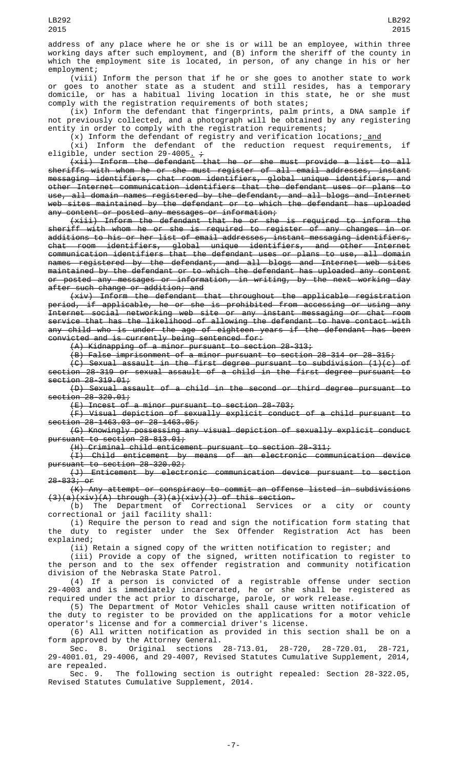address of any place where he or she is or will be an employee, within three working days after such employment, and (B) inform the sheriff of the county in which the employment site is located, in person, of any change in his or her employment;

(viii) Inform the person that if he or she goes to another state to work or goes to another state as a student and still resides, has a temporary domicile, or has a habitual living location in this state, he or she must comply with the registration requirements of both states;

(ix) Inform the defendant that fingerprints, palm prints, a DNA sample if not previously collected, and a photograph will be obtained by any registering entity in order to comply with the registration requirements;

(x) Inform the defendant of registry and verification locations; and

(xi) Inform the defendant of the reduction request requirements, if eligible, under section 29-4005. ~~;~~

~~(xii) Inform the defendant that he or she must provide a list to all sheriffs with whom he or she must register of all email addresses, instant messaging identifiers, chat room identifiers, global unique identifiers, and other Internet communication identifiers that the defendant uses or plans to use, all domain names registered by the defendant, and all blogs and Internet web sites maintained by the defendant or to which the defendant has uploaded any content or posted any messages or information;~~

~~(xiii) Inform the defendant that he or she is required to inform the sheriff with whom he or she is required to register of any changes in or additions to his or her list of email addresses, instant messaging identifiers, chat room identifiers, global unique identifiers, and other Internet communication identifiers that the defendant uses or plans to use, all domain names registered by the defendant, and all blogs and Internet web sites maintained by the defendant or to which the defendant has uploaded any content or posted any messages or information, in writing, by the next working day after such change or addition; and~~

~~(xiv) Inform the defendant that throughout the applicable registration period, if applicable, he or she is prohibited from accessing or using any Internet social networking web site or any instant messaging or chat room service that has the likelihood of allowing the defendant to have contact with any child who is under the age of eighteen years if the defendant has been convicted and is currently being sentenced for:~~

~~(A) Kidnapping of a minor pursuant to section 28-313;~~

~~(B) False imprisonment of a minor pursuant to section 28-314 or 28-315;~~

~~(C) Sexual assault in the first degree pursuant to subdivision (1)(c) of section 28-319 or sexual assault of a child in the first degree pursuant to section 28-319.01;~~

~~(D) Sexual assault of a child in the second or third degree pursuant to section 28-320.01;~~

~~(E) Incest of a minor pursuant to section 28-703;~~

~~(F) Visual depiction of sexually explicit conduct of a child pursuant to section 28-1463.03 or 28-1463.05;~~

~~(G) Knowingly possessing any visual depiction of sexually explicit conduct pursuant to section 28-813.01;~~

~~(H) Criminal child enticement pursuant to section 28-311;~~

~~(I) Child enticement by means of an electronic communication device pursuant to section 28-320.02;~~

~~(J) Enticement by electronic communication device pursuant to section 28-833; or~~

~~(K) Any attempt or conspiracy to commit an offense listed in subdivisions (3)(a)(xiv)(A) through (3)(a)(xiv)(J) of this section.~~

(b) The Department of Correctional Services or a city or county correctional or jail facility shall:

(i) Require the person to read and sign the notification form stating that the duty to register under the Sex Offender Registration Act has been explained;

(ii) Retain a signed copy of the written notification to register; and

(iii) Provide a copy of the signed, written notification to register to the person and to the sex offender registration and community notification division of the Nebraska State Patrol.

(4) If a person is convicted of a registrable offense under section 29-4003 and is immediately incarcerated, he or she shall be registered as required under the act prior to discharge, parole, or work release.

(5) The Department of Motor Vehicles shall cause written notification of the duty to register to be provided on the applications for a motor vehicle operator's license and for a commercial driver's license.

(6) All written notification as provided in this section shall be on a form approved by the Attorney General.

Sec. 8. Original sections 28-713.01, 28-720, 28-720.01, 28-721, 29-4001.01, 29-4006, and 29-4007, Revised Statutes Cumulative Supplement, 2014, are repealed.

Sec. 9. The following section is outright repealed: Section 28-322.05, Revised Statutes Cumulative Supplement, 2014.